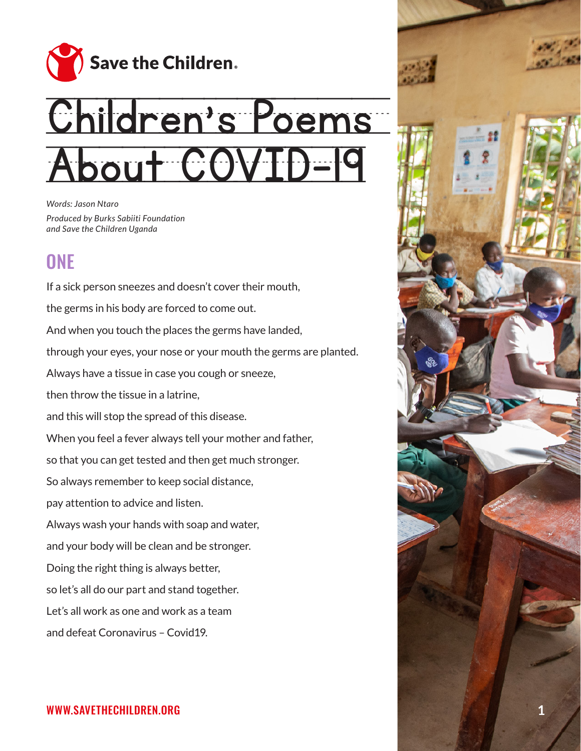Save the Children

# Children's Poems About COVID-19

*Words: Jason Ntaro*

*Produced by Burks Sabiiti Foundation and Save the Children Uganda*

## ONE

If a sick person sneezes and doesn't cover their mouth,

the germs in his body are forced to come out.

And when you touch the places the germs have landed,

through your eyes, your nose or your mouth the germs are planted.

Always have a tissue in case you cough or sneeze,

then throw the tissue in a latrine,

and this will stop the spread of this disease.

When you feel a fever always tell your mother and father,

so that you can get tested and then get much stronger.

So always remember to keep social distance,

pay attention to advice and listen.

Always wash your hands with soap and water,

and your body will be clean and be stronger.

Doing the right thing is always better,

so let's all do our part and stand together.

Let's all work as one and work as a team

and defeat Coronavirus – Covid19.

WWW.SAVETHECHILDREN.ORG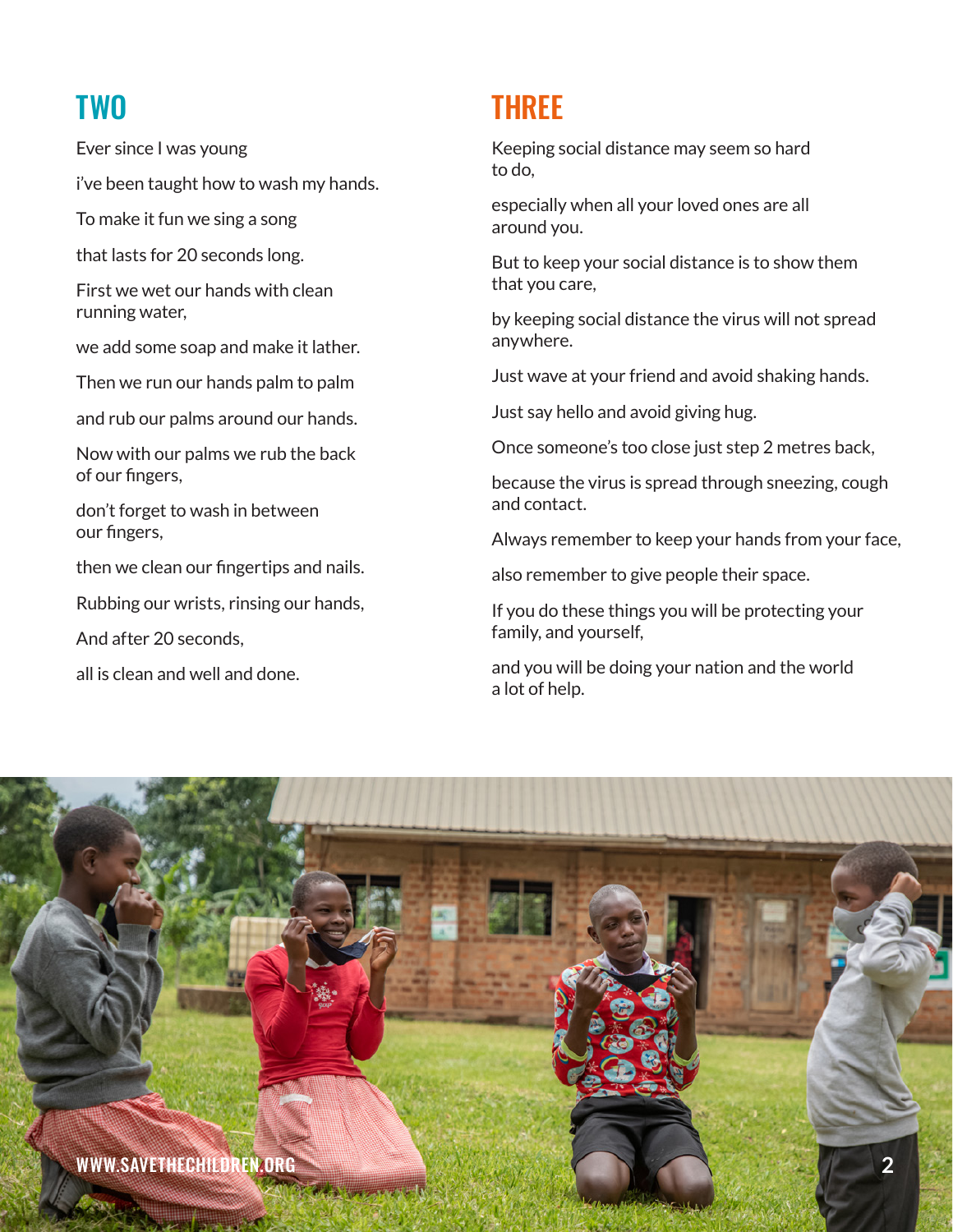## TWO

Ever since I was young

i've been taught how to wash my hands.

To make it fun we sing a song

that lasts for 20 seconds long.

First we wet our hands with clean running water,

we add some soap and make it lather.

Then we run our hands palm to palm

and rub our palms around our hands.

Now with our palms we rub the back of our fingers,

don't forget to wash in between our fingers,

then we clean our fingertips and nails.

Rubbing our wrists, rinsing our hands,

And after 20 seconds,

all is clean and well and done.

## THREE

Keeping social distance may seem so hard to do,

especially when all your loved ones are all around you.

But to keep your social distance is to show them that you care,

by keeping social distance the virus will not spread anywhere.

Just wave at your friend and avoid shaking hands.

Just say hello and avoid giving hug.

Once someone's too close just step 2 metres back,

because the virus is spread through sneezing, cough and contact.

Always remember to keep your hands from your face,

also remember to give people their space.

If you do these things you will be protecting your family, and yourself,

and you will be doing your nation and the world a lot of help.